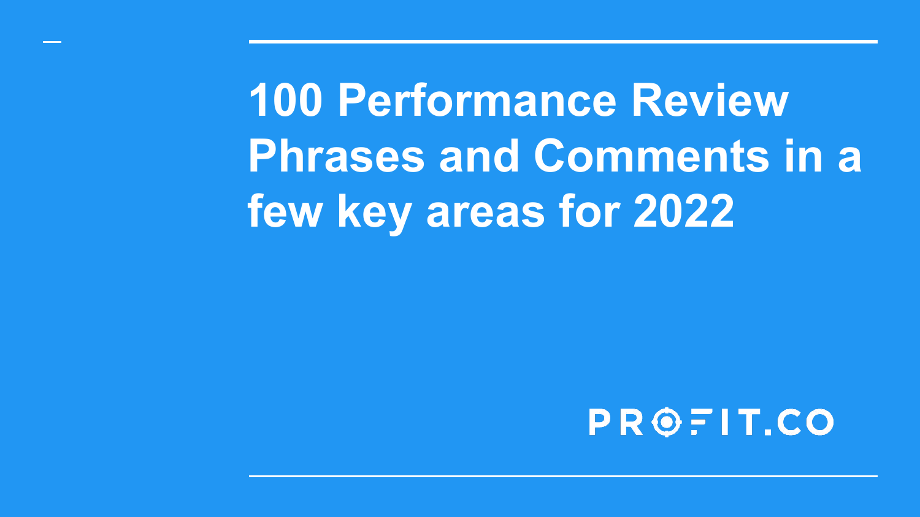# 100 Performance Review Phrases and Comments in a few key areas for 2022

PROFIT.CO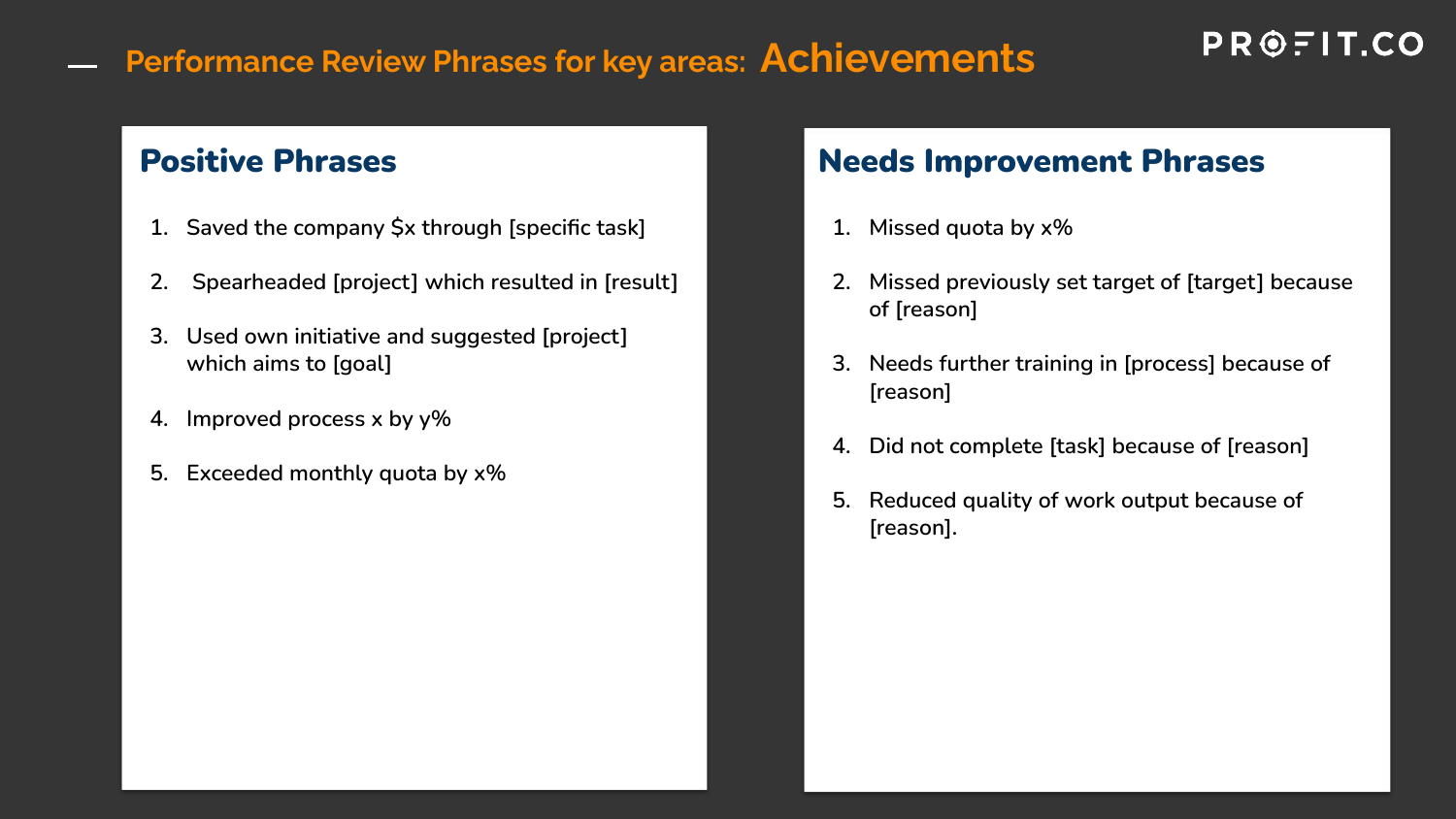## Performance Review Phrases for key areas: Achievements

### Positive Phrases

1. Saved the company $x through [specific task]
2. Spearheaded [project] which resulted in [result]
3. Used own initiative and suggested [project] which aims to [goal]
4. Improved process x by y%
5. Exceeded monthly quota by x%

### Needs Improvement Phrases

1. Missed quota by x%
2. Missed previously set target of [target] because of [reason]
3. Needs further training in [process] because of [reason]
4. Did not complete [task] because of [reason]
5. Reduced quality of work output because of [reason].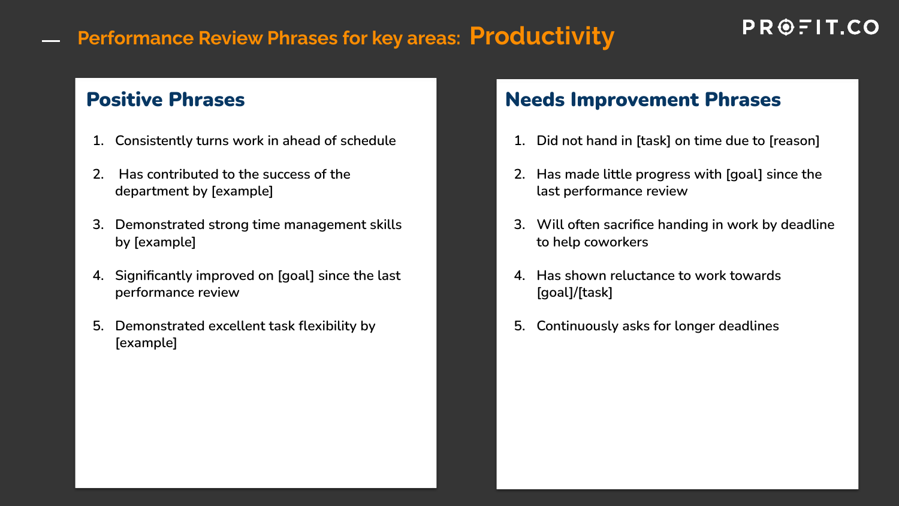# Performance Review Phrases for key areas: Productivity

## Positive Phrases

1. Consistently turns work in ahead of schedule
2. Has contributed to the success of the department by [example]
3. Demonstrated strong time management skills by [example]
4. Significantly improved on [goal] since the last performance review
5. Demonstrated excellent task flexibility by [example]

## Needs Improvement Phrases

1. Did not hand in [task] on time due to [reason]
2. Has made little progress with [goal] since the last performance review
3. Will often sacrifice handing in work by deadline to help coworkers
4. Has shown reluctance to work towards [goal]/[task]
5. Continuously asks for longer deadlines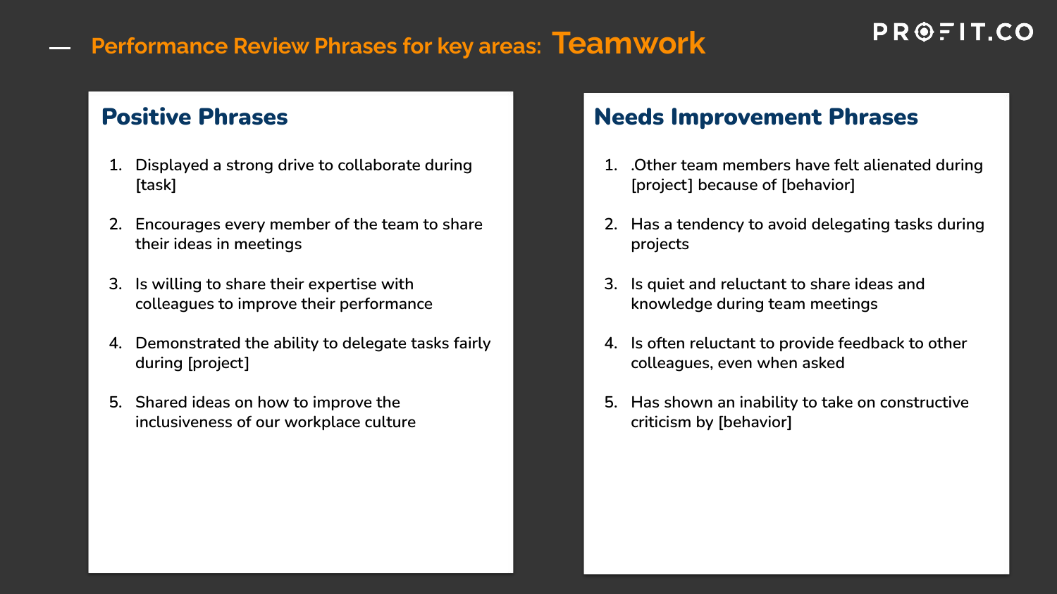# Performance Review Phrases for key areas: Teamwork

## Positive Phrases

1. Displayed a strong drive to collaborate during [task]
2. Encourages every member of the team to share their ideas in meetings
3. Is willing to share their expertise with colleagues to improve their performance
4. Demonstrated the ability to delegate tasks fairly during [project]
5. Shared ideas on how to improve the inclusiveness of our workplace culture

## Needs Improvement Phrases

1. .Other team members have felt alienated during [project] because of [behavior]
2. Has a tendency to avoid delegating tasks during projects
3. Is quiet and reluctant to share ideas and knowledge during team meetings
4. Is often reluctant to provide feedback to other colleagues, even when asked
5. Has shown an inability to take on constructive criticism by [behavior]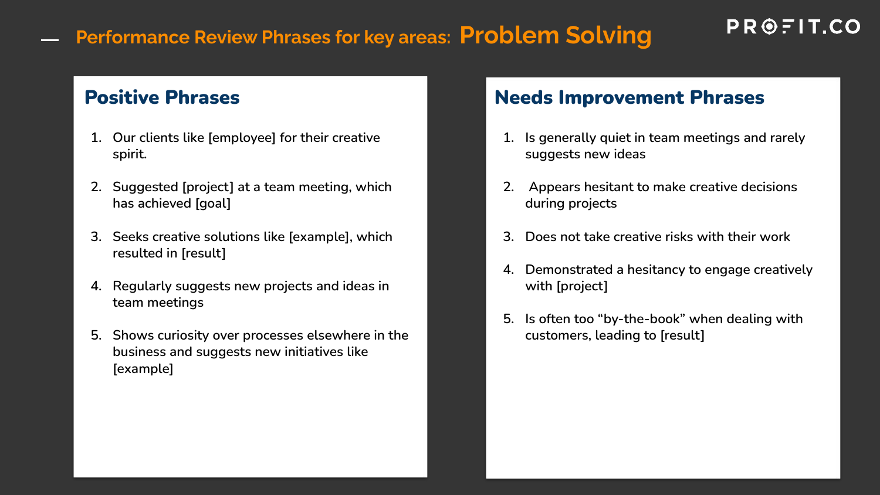# Performance Review Phrases for key areas: Problem Solving

## Positive Phrases

1. Our clients like [employee] for their creative spirit.
2. Suggested [project] at a team meeting, which has achieved [goal]
3. Seeks creative solutions like [example], which resulted in [result]
4. Regularly suggests new projects and ideas in team meetings
5. Shows curiosity over processes elsewhere in the business and suggests new initiatives like [example]

## Needs Improvement Phrases

1. Is generally quiet in team meetings and rarely suggests new ideas
2. Appears hesitant to make creative decisions during projects
3. Does not take creative risks with their work
4. Demonstrated a hesitancy to engage creatively with [project]
5. Is often too "by-the-book" when dealing with customers, leading to [result]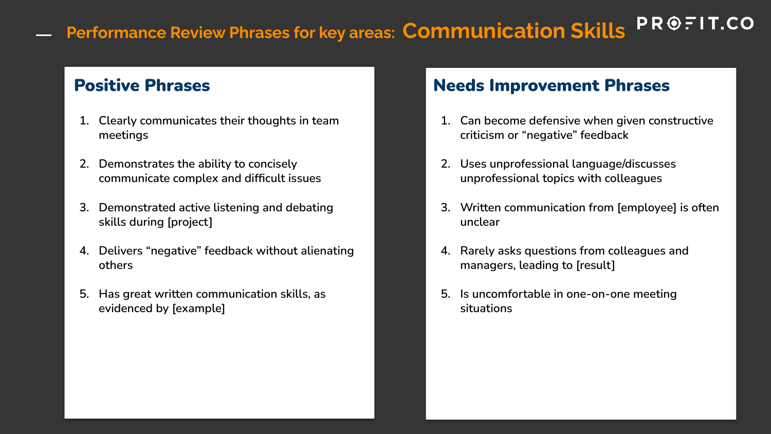# Performance Review Phrases for key areas: Communication Skills

PROFIT.CO

## Positive Phrases

1. Clearly communicates their thoughts in team meetings
2. Demonstrates the ability to concisely communicate complex and difficult issues
3. Demonstrated active listening and debating skills during [project]
4. Delivers “negative” feedback without alienating others
5. Has great written communication skills, as evidenced by [example]

## Needs Improvement Phrases

1. Can become defensive when given constructive criticism or “negative” feedback
2. Uses unprofessional language/discusses unprofessional topics with colleagues
3. Written communication from [employee] is often unclear
4. Rarely asks questions from colleagues and managers, leading to [result]
5. Is uncomfortable in one-on-one meeting situations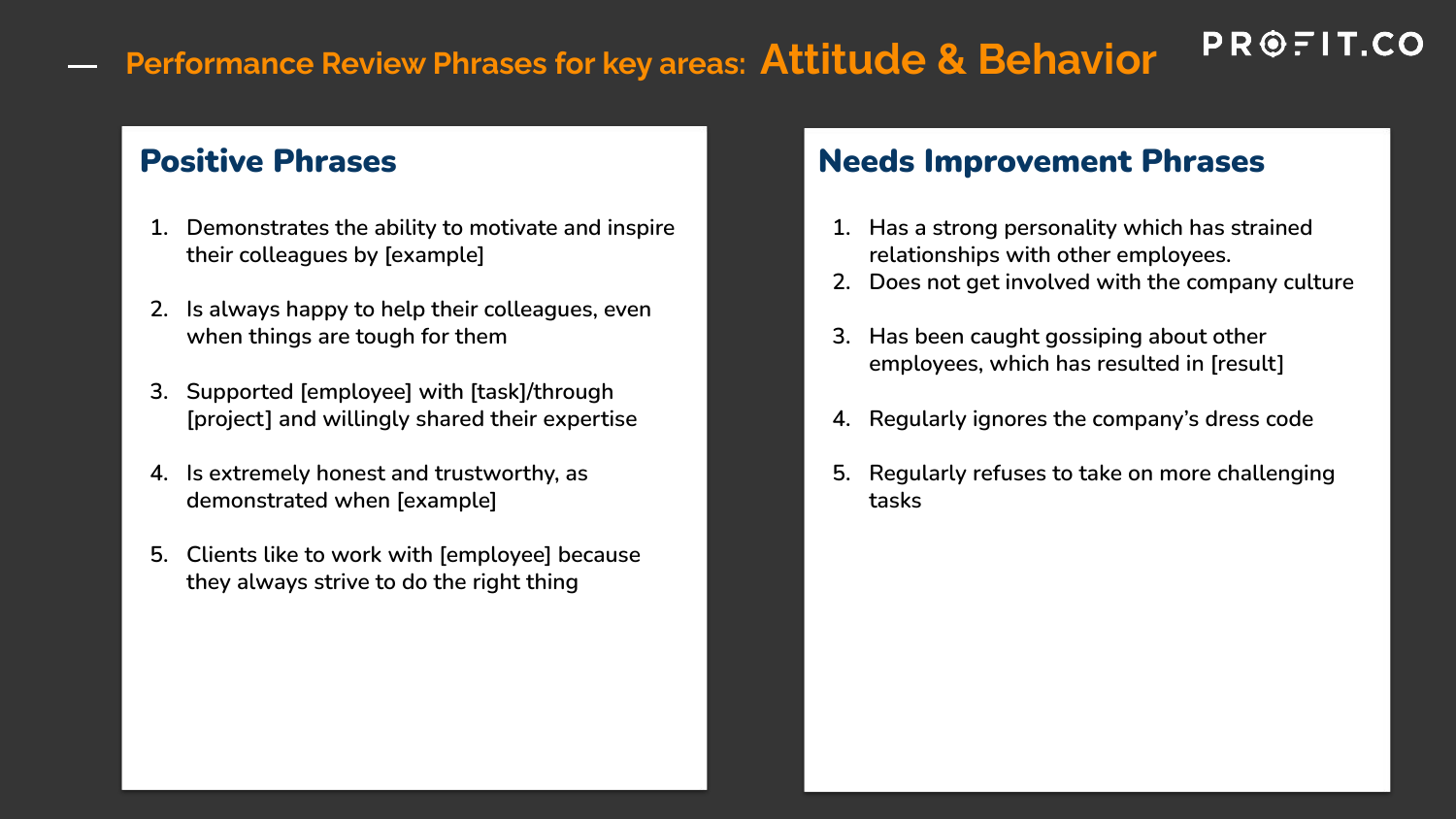# Performance Review Phrases for key areas: Attitude & Behavior

## Positive Phrases

1. Demonstrates the ability to motivate and inspire their colleagues by [example]
2. Is always happy to help their colleagues, even when things are tough for them
3. Supported [employee] with [task]/through [project] and willingly shared their expertise
4. Is extremely honest and trustworthy, as demonstrated when [example]
5. Clients like to work with [employee] because they always strive to do the right thing

## Needs Improvement Phrases

1. Has a strong personality which has strained relationships with other employees.
2. Does not get involved with the company culture
3. Has been caught gossiping about other employees, which has resulted in [result]
4. Regularly ignores the company's dress code
5. Regularly refuses to take on more challenging tasks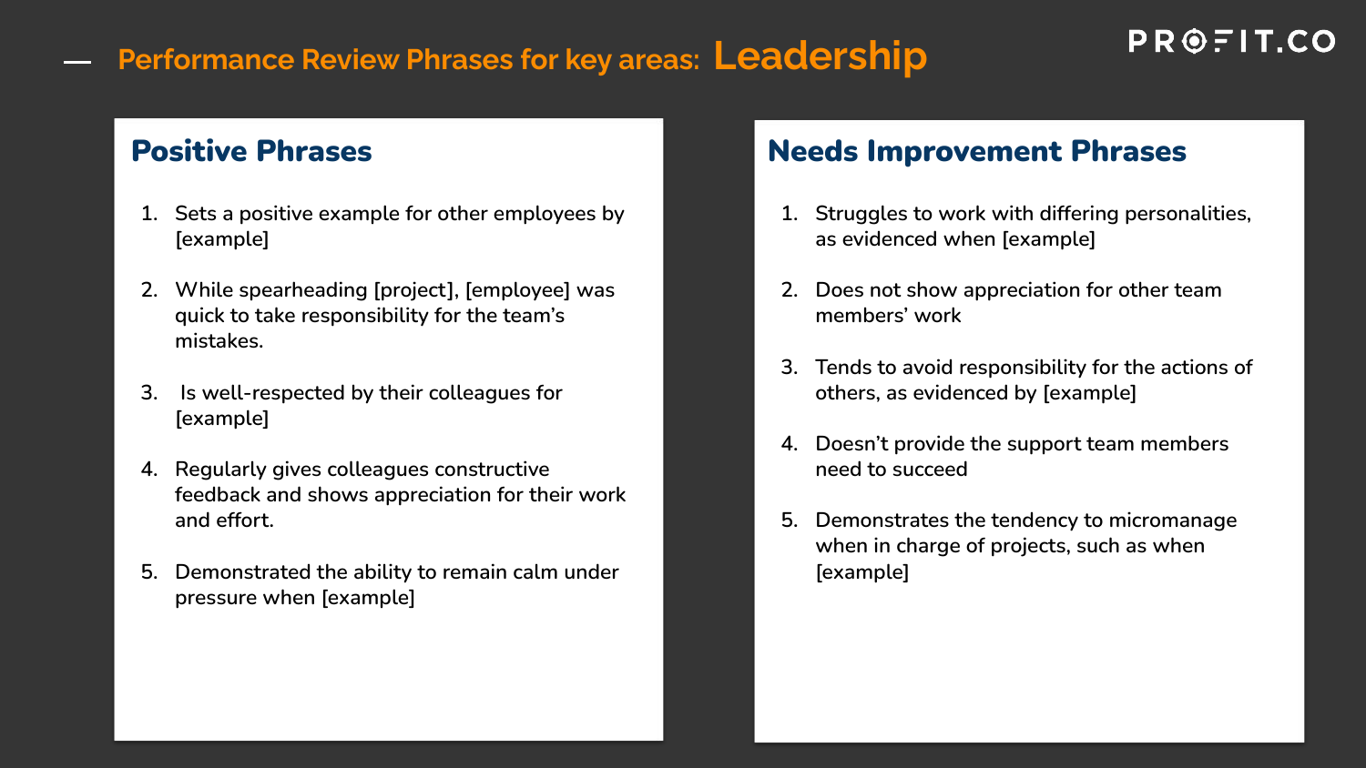# Performance Review Phrases for key areas: Leadership

## Positive Phrases

1. Sets a positive example for other employees by [example]
2. While spearheading [project], [employee] was quick to take responsibility for the team's mistakes.
3. Is well-respected by their colleagues for [example]
4. Regularly gives colleagues constructive feedback and shows appreciation for their work and effort.
5. Demonstrated the ability to remain calm under pressure when [example]

## Needs Improvement Phrases

1. Struggles to work with differing personalities, as evidenced when [example]
2. Does not show appreciation for other team members' work
3. Tends to avoid responsibility for the actions of others, as evidenced by [example]
4. Doesn't provide the support team members need to succeed
5. Demonstrates the tendency to micromanage when in charge of projects, such as when [example]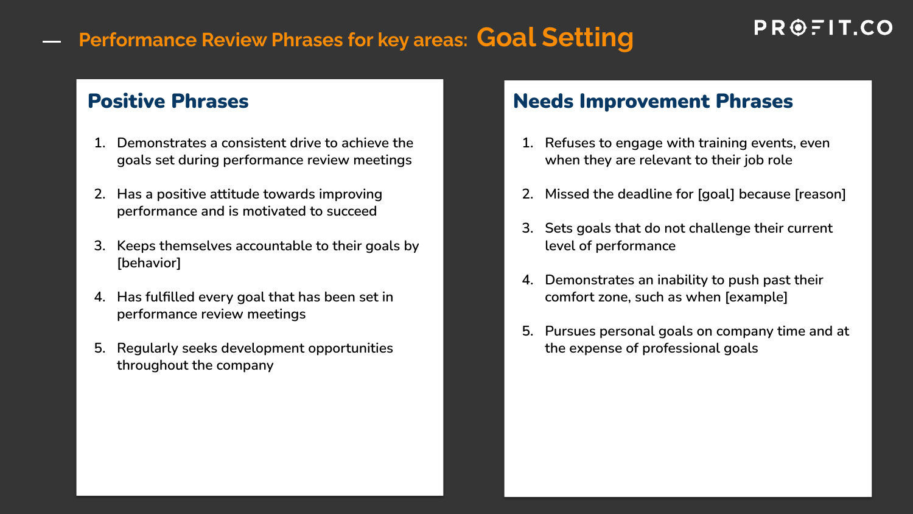# Performance Review Phrases for key areas: Goal Setting

## Positive Phrases

1. Demonstrates a consistent drive to achieve the goals set during performance review meetings
2. Has a positive attitude towards improving performance and is motivated to succeed
3. Keeps themselves accountable to their goals by [behavior]
4. Has fulfilled every goal that has been set in performance review meetings
5. Regularly seeks development opportunities throughout the company

## Needs Improvement Phrases

1. Refuses to engage with training events, even when they are relevant to their job role
2. Missed the deadline for [goal] because [reason]
3. Sets goals that do not challenge their current level of performance
4. Demonstrates an inability to push past their comfort zone, such as when [example]
5. Pursues personal goals on company time and at the expense of professional goals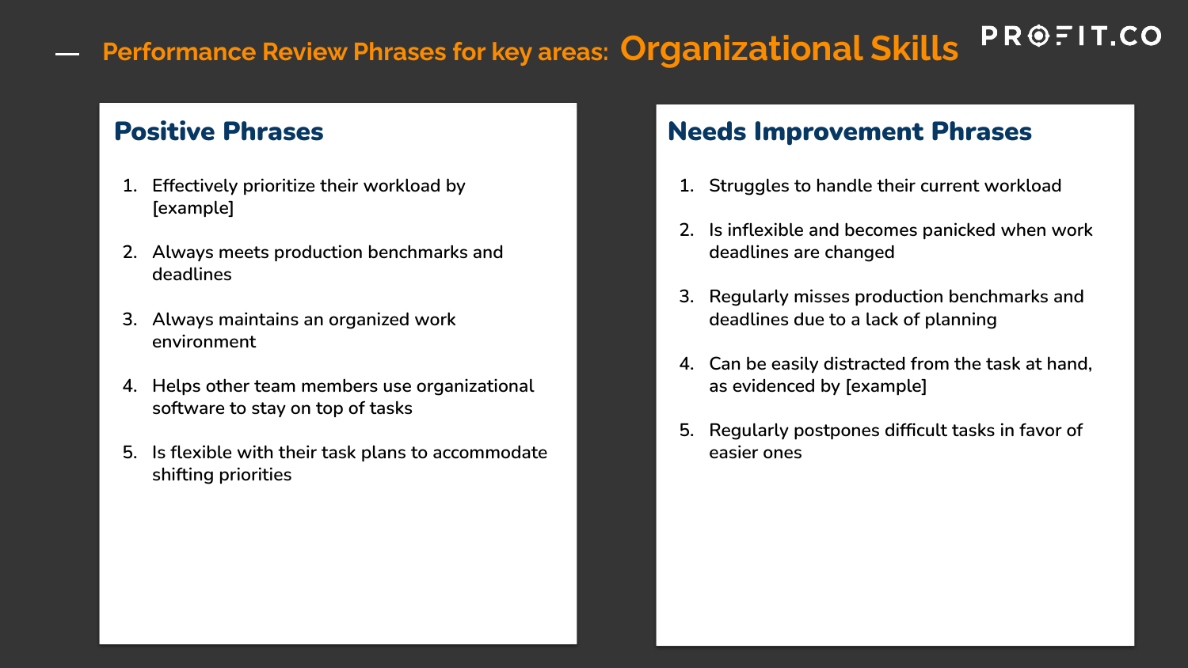# Performance Review Phrases for key areas: Organizational Skills

PROFIT.CO

## Positive Phrases

1. Effectively prioritize their workload by [example]
2. Always meets production benchmarks and deadlines
3. Always maintains an organized work environment
4. Helps other team members use organizational software to stay on top of tasks
5. Is flexible with their task plans to accommodate shifting priorities

## Needs Improvement Phrases

1. Struggles to handle their current workload
2. Is inflexible and becomes panicked when work deadlines are changed
3. Regularly misses production benchmarks and deadlines due to a lack of planning
4. Can be easily distracted from the task at hand, as evidenced by [example]
5. Regularly postpones difficult tasks in favor of easier ones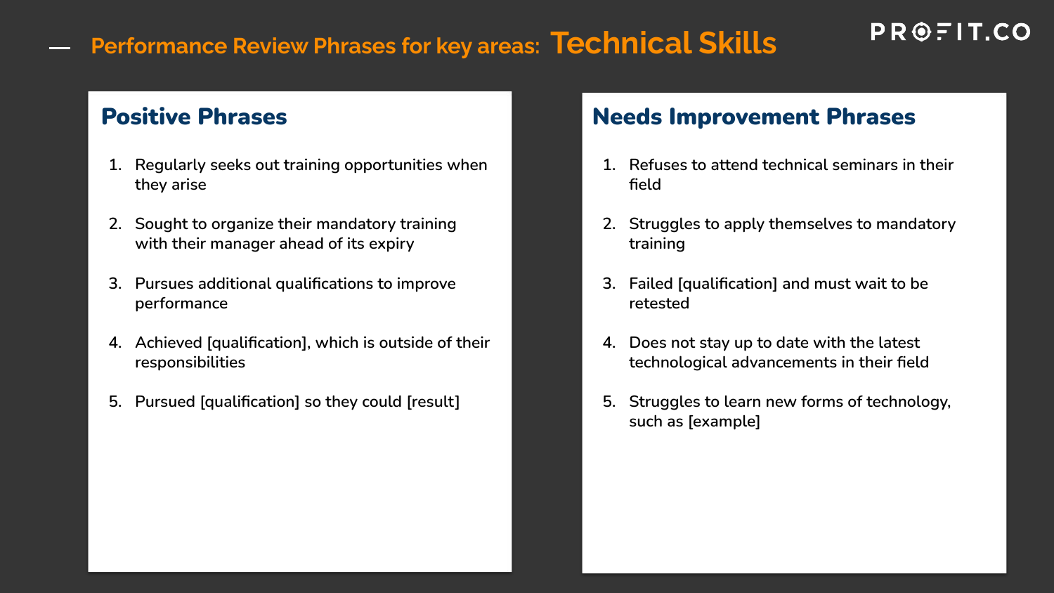# Performance Review Phrases for key areas: Technical Skills

## Positive Phrases

1. Regularly seeks out training opportunities when they arise
2. Sought to organize their mandatory training with their manager ahead of its expiry
3. Pursues additional qualifications to improve performance
4. Achieved [qualification], which is outside of their responsibilities
5. Pursued [qualification] so they could [result]

## Needs Improvement Phrases

1. Refuses to attend technical seminars in their field
2. Struggles to apply themselves to mandatory training
3. Failed [qualification] and must wait to be retested
4. Does not stay up to date with the latest technological advancements in their field
5. Struggles to learn new forms of technology, such as [example]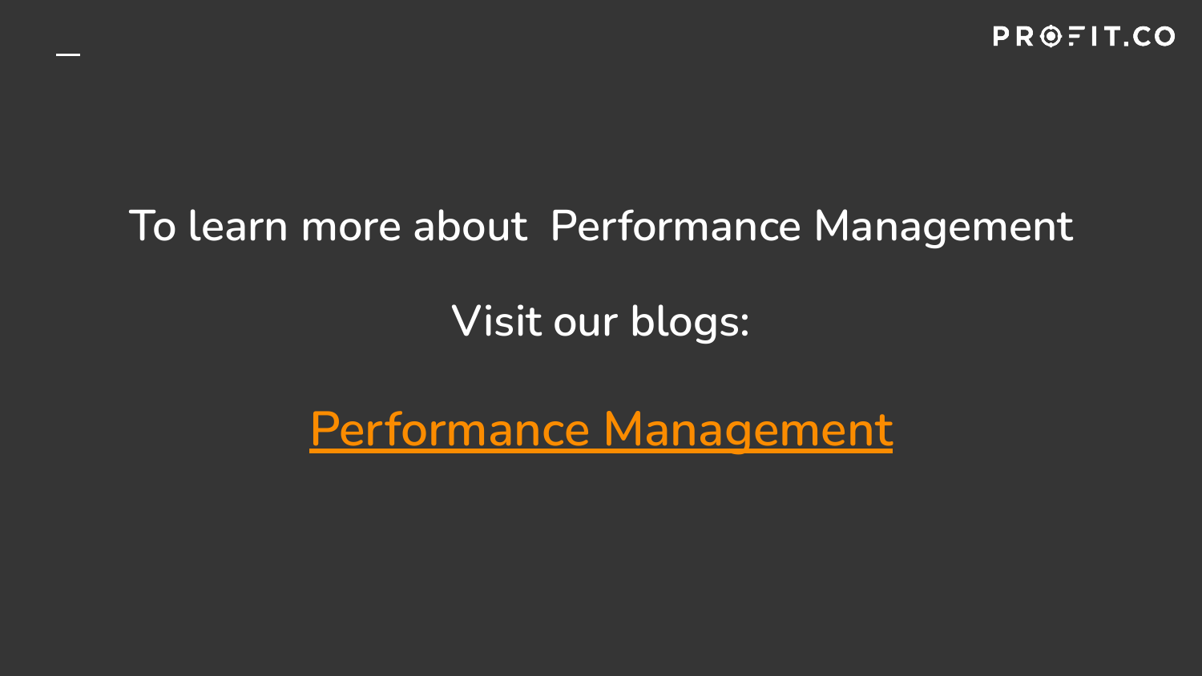To learn more about Performance Management

Visit our blogs:

Performance Management